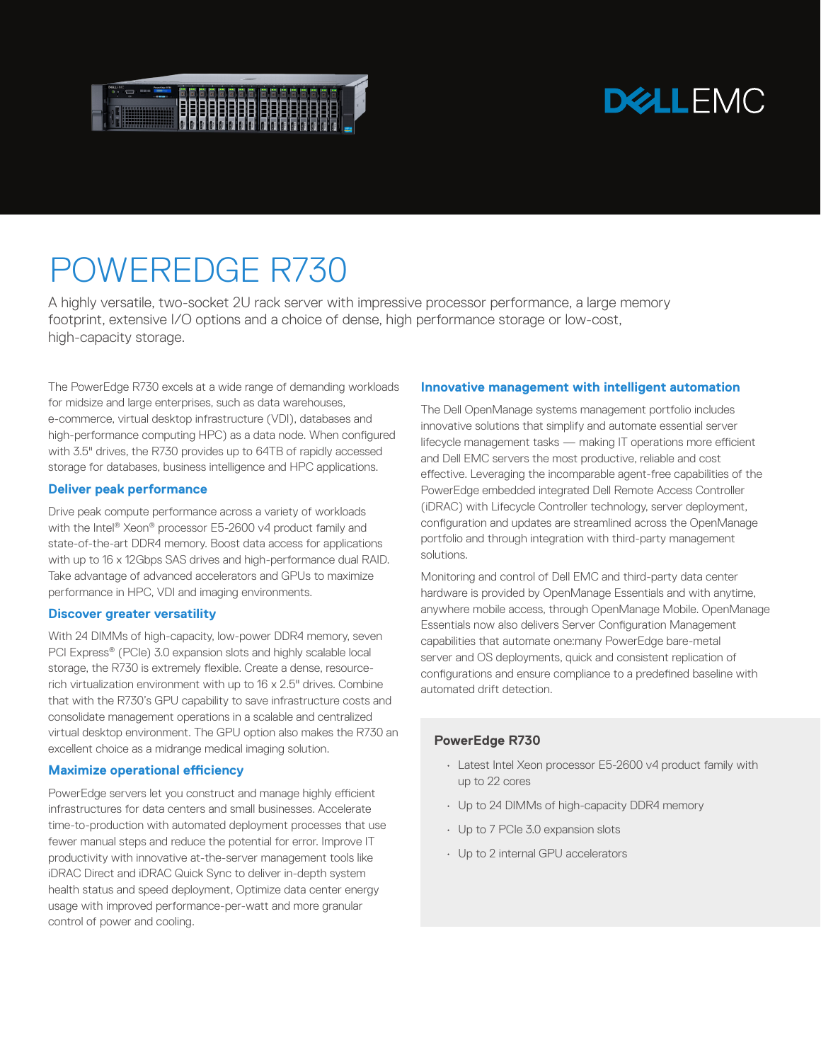# POWEREDGE R730

A highly versatile, two-socket 2U rack server with impressive processor performance, a large memory footprint, extensive I/O options and a choice of dense, high performance storage or low-cost, high-capacity storage.

The PowerEdge R730 excels at a wide range of demanding workloads for midsize and large enterprises, such as data warehouses, e-commerce, virtual desktop infrastructure (VDI), databases and high-performance computing HPC) as a data node. When configured with 3.5" drives, the R730 provides up to 64TB of rapidly accessed storage for databases, business intelligence and HPC applications.

## Deliver peak performance

Drive peak compute performance across a variety of workloads with the Intel® Xeon® processor E5-2600 v4 product family and state-of-the-art DDR4 memory. Boost data access for applications with up to 16 x 12Gbps SAS drives and high-performance dual RAID. Take advantage of advanced accelerators and GPUs to maximize performance in HPC, VDI and imaging environments.

## Discover greater versatility

With 24 DIMMs of high-capacity, low-power DDR4 memory, seven PCI Express® (PCIe) 3.0 expansion slots and highly scalable local storage, the R730 is extremely flexible. Create a dense, resource-rich virtualization environment with up to 16 x 2.5" drives. Combine that with the R730's GPU capability to save infrastructure costs and consolidate management operations in a scalable and centralized virtual desktop environment. The GPU option also makes the R730 an excellent choice as a midrange medical imaging solution.

## Maximize operational efficiency

PowerEdge servers let you construct and manage highly efficient infrastructures for data centers and small businesses. Accelerate time-to-production with automated deployment processes that use fewer manual steps and reduce the potential for error. Improve IT productivity with innovative at-the-server management tools like iDRAC Direct and iDRAC Quick Sync to deliver in-depth system health status and speed deployment, Optimize data center energy usage with improved performance-per-watt and more granular control of power and cooling.

## Innovative management with intelligent automation

The Dell OpenManage systems management portfolio includes innovative solutions that simplify and automate essential server lifecycle management tasks — making IT operations more efficient and Dell EMC servers the most productive, reliable and cost effective. Leveraging the incomparable agent-free capabilities of the PowerEdge embedded integrated Dell Remote Access Controller (iDRAC) with Lifecycle Controller technology, server deployment, configuration and updates are streamlined across the OpenManage portfolio and through integration with third-party management solutions.

Monitoring and control of Dell EMC and third-party data center hardware is provided by OpenManage Essentials and with anytime, anywhere mobile access, through OpenManage Mobile. OpenManage Essentials now also delivers Server Configuration Management capabilities that automate one:many PowerEdge bare-metal server and OS deployments, quick and consistent replication of configurations and ensure compliance to a predefined baseline with automated drift detection.

### PowerEdge R730

- Latest Intel Xeon processor E5-2600 v4 product family with up to 22 cores
- Up to 24 DIMMs of high-capacity DDR4 memory
- Up to 7 PCIe 3.0 expansion slots
- Up to 2 internal GPU accelerators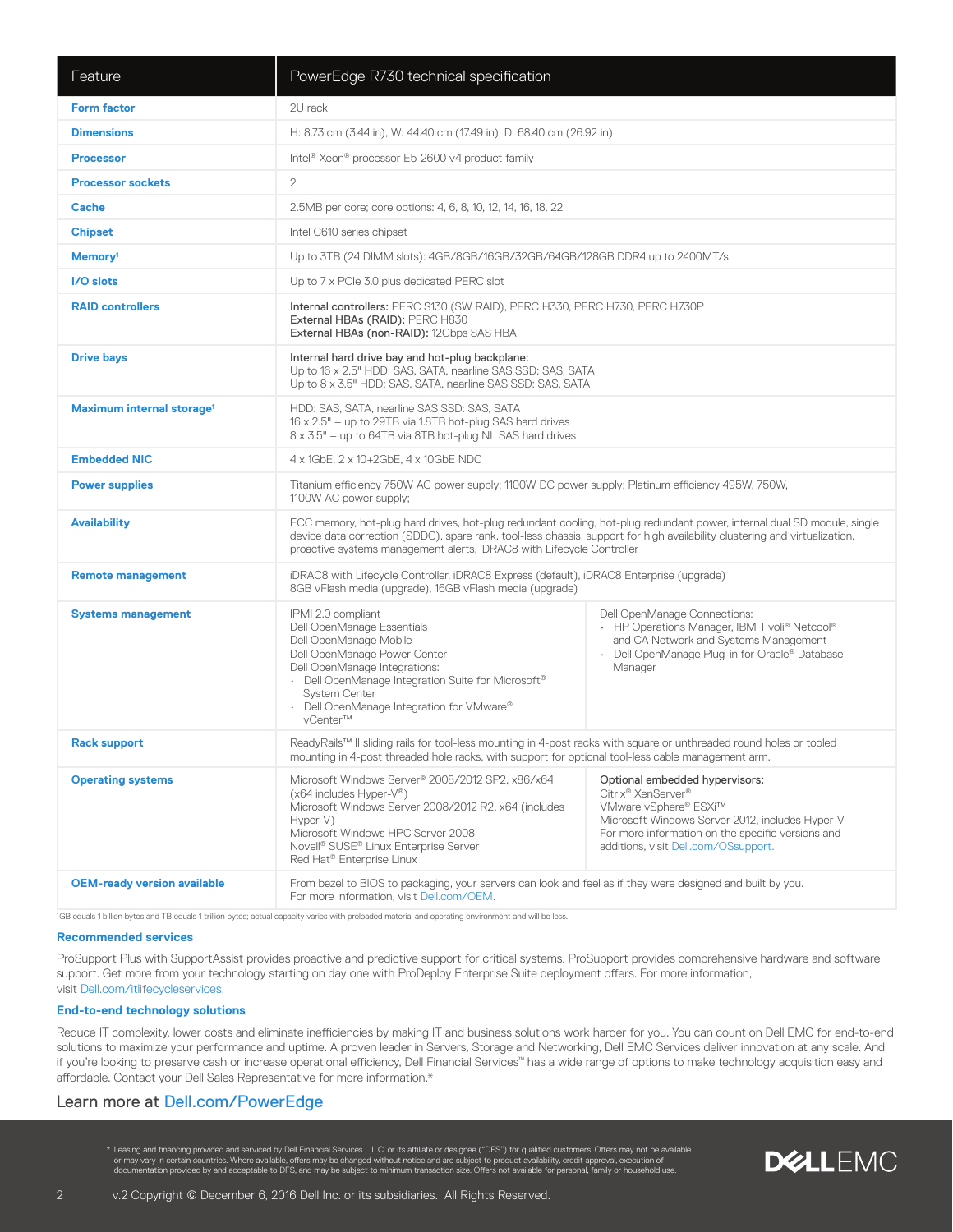| Feature | PowerEdge R730 technical specification |
|---|---|
| **Form factor** | 2U rack |
| **Dimensions** | H: 8.73 cm (3.44 in), W: 44.40 cm (17.49 in), D: 68.40 cm (26.92 in) |
| **Processor** | Intel® Xeon® processor E5-2600 v4 product family |
| **Processor sockets** | 2 |
| **Cache** | 2.5MB per core; core options: 4, 6, 8, 10, 12, 14, 16, 18, 22 |
| **Chipset** | Intel C610 series chipset |
| **Memory**[1] | Up to 3TB (24 DIMM slots): 4GB/8GB/16GB/32GB/64GB/128GB DDR4 up to 2400MT/s |
| **I/O slots** | Up to 7 x PCIe 3.0 plus dedicated PERC slot |
| **RAID controllers** | **Internal controllers:** PERC S130 (SW RAID), PERC H330, PERC H730, PERC H730P<br>**External HBAs (RAID):** PERC H830<br>**External HBAs (non-RAID):** 12Gbps SAS HBA |
| **Drive bays** | **Internal hard drive bay and hot-plug backplane:**<br>Up to 16 x 2.5" HDD: SAS, SATA, nearline SAS SSD: SAS, SATA<br>Up to 8 x 3.5" HDD: SAS, SATA, nearline SAS SSD: SAS, SATA |
| **Maximum internal storage**[1] | HDD: SAS, SATA, nearline SAS SSD: SAS, SATA<br>16 x 2.5" – up to 29TB via 1.8TB hot-plug SAS hard drives<br>8 x 3.5" – up to 64TB via 8TB hot-plug NL SAS hard drives |
| **Embedded NIC** | 4 x 1GbE, 2 x 10+2GbE, 4 x 10GbE NDC |
| **Power supplies** | Titanium efficiency 750W AC power supply; 1100W DC power supply; Platinum efficiency 495W, 750W, 1100W AC power supply; |
| **Availability** | ECC memory, hot-plug hard drives, hot-plug redundant cooling, hot-plug redundant power, internal dual SD module, single device data correction (SDDC), spare rank, tool-less chassis, support for high availability clustering and virtualization, proactive systems management alerts, iDRAC8 with Lifecycle Controller |
| **Remote management** | iDRAC8 with Lifecycle Controller, iDRAC8 Express (default), iDRAC8 Enterprise (upgrade)<br>8GB vFlash media (upgrade), 16GB vFlash media (upgrade) |
| **Systems management** | IPMI 2.0 compliant<br>Dell OpenManage Essentials<br>Dell OpenManage Mobile<br>Dell OpenManage Power Center<br>Dell OpenManage Integrations:<br>· Dell OpenManage Integration Suite for Microsoft® System Center<br>· Dell OpenManage Integration for VMware® vCenter™<br><br>Dell OpenManage Connections:<br>· HP Operations Manager, IBM Tivoli® Netcool® and CA Network and Systems Management<br>· Dell OpenManage Plug-in for Oracle® Database Manager |
| **Rack support** | ReadyRails™ II sliding rails for tool-less mounting in 4-post racks with square or unthreaded round holes or tooled mounting in 4-post threaded hole racks, with support for optional tool-less cable management arm. |
| **Operating systems** | Microsoft Windows Server® 2008/2012 SP2, x86/x64 (x64 includes Hyper-V®)<br>Microsoft Windows Server 2008/2012 R2, x64 (includes Hyper-V)<br>Microsoft Windows HPC Server 2008<br>Novell® SUSE® Linux Enterprise Server<br>Red Hat® Enterprise Linux<br><br>**Optional embedded hypervisors:**<br>Citrix® XenServer®<br>VMware vSphere® ESXi™<br>Microsoft Windows Server 2012, includes Hyper-V<br>For more information on the specific versions and additions, visit Dell.com/OSsupport. |
| **OEM-ready version available** | From bezel to BIOS to packaging, your servers can look and feel as if they were designed and built by you. For more information, visit Dell.com/OEM. |

[1]GB equals 1 billion bytes and TB equals 1 trillion bytes; actual capacity varies with preloaded material and operating environment and will be less.

### Recommended services

ProSupport Plus with SupportAssist provides proactive and predictive support for critical systems. ProSupport provides comprehensive hardware and software support. Get more from your technology starting on day one with ProDeploy Enterprise Suite deployment offers. For more information, visit Dell.com/itlifecycleservices.

### End-to-end technology solutions

Reduce IT complexity, lower costs and eliminate inefficiencies by making IT and business solutions work harder for you. You can count on Dell EMC for end-to-end solutions to maximize your performance and uptime. A proven leader in Servers, Storage and Networking, Dell EMC Services deliver innovation at any scale. And if you're looking to preserve cash or increase operational efficiency, Dell Financial Services™ has a wide range of options to make technology acquisition easy and affordable. Contact your Dell Sales Representative for more information.*

## Learn more at Dell.com/PowerEdge

* Leasing and financing provided and serviced by Dell Financial Services L.L.C. or its affiliate or designee ("DFS") for qualified customers. Offers may not be available or may vary in certain countries. Where available, offers may be changed without notice and are subject to product availability, credit approval, execution of documentation provided by and acceptable to DFS, and may be subject to minimum transaction size. Offers not available for personal, family or household use.

DELL EMC

v.2 Copyright © December 6, 2016 Dell Inc. or its subsidiaries. All Rights Reserved.